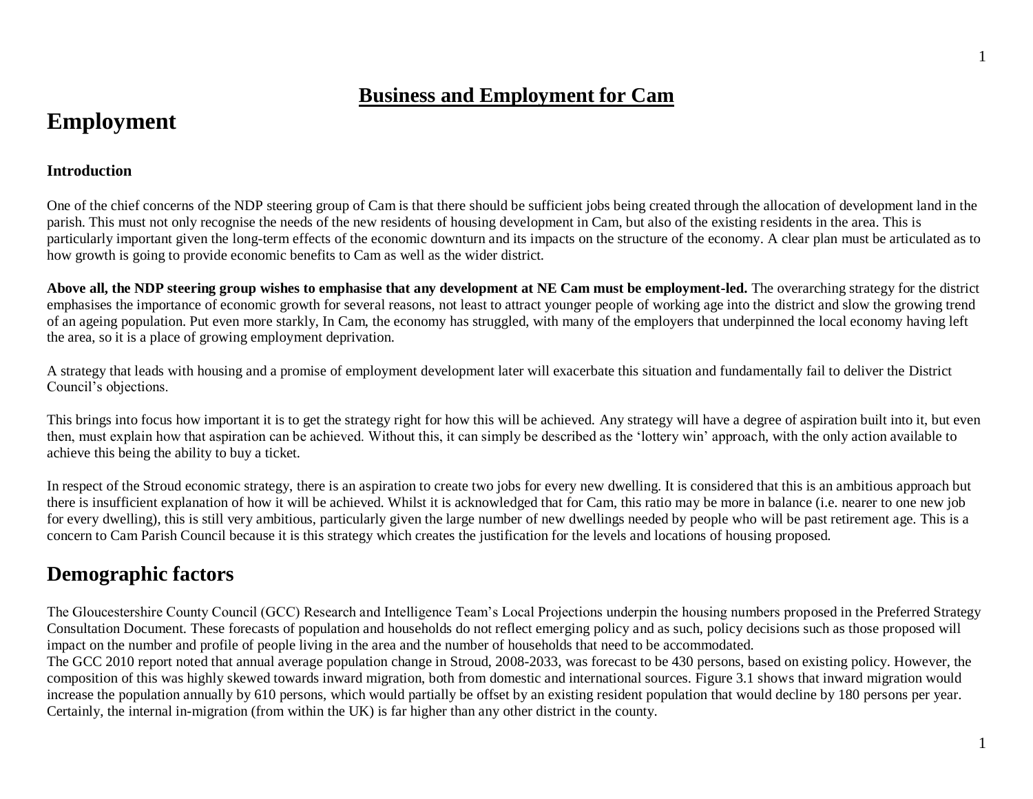# Business and Employment for Cam

# Employment

### Introduction

One of the chief concerns of the NDP steering group of Cam is that there should be sufficient jobs being created through the allocation of development land in the parish. This must not only recognise the needs of the new residents of housing development in Cam, but also of the existing residents in the area. This is particularly important given the long-term effects of the economic downturn and its impacts on the structure of the economy. A clear plan must be articulated as to how growth is going to provide economic benefits to Cam as well as the wider district.

**Above all, the NDP steering group wishes to emphasise that any development at NE Cam must be employment-led.** The overarching strategy for the district emphasises the importance of economic growth for several reasons, not least to attract younger people of working age into the district and slow the growing trend of an ageing population. Put even more starkly, In Cam, the economy has struggled, with many of the employers that underpinned the local economy having left the area, so it is a place of growing employment deprivation.

A strategy that leads with housing and a promise of employment development later will exacerbate this situation and fundamentally fail to deliver the District Council's objections.

This brings into focus how important it is to get the strategy right for how this will be achieved. Any strategy will have a degree of aspiration built into it, but even then, must explain how that aspiration can be achieved. Without this, it can simply be described as the 'lottery win' approach, with the only action available to achieve this being the ability to buy a ticket.

In respect of the Stroud economic strategy, there is an aspiration to create two jobs for every new dwelling. It is considered that this is an ambitious approach but there is insufficient explanation of how it will be achieved. Whilst it is acknowledged that for Cam, this ratio may be more in balance (i.e. nearer to one new job for every dwelling), this is still very ambitious, particularly given the large number of new dwellings needed by people who will be past retirement age. This is a concern to Cam Parish Council because it is this strategy which creates the justification for the levels and locations of housing proposed.

# Demographic factors

The Gloucestershire County Council (GCC) Research and Intelligence Team's Local Projections underpin the housing numbers proposed in the Preferred Strategy Consultation Document. These forecasts of population and households do not reflect emerging policy and as such, policy decisions such as those proposed will impact on the number and profile of people living in the area and the number of households that need to be accommodated.
The GCC 2010 report noted that annual average population change in Stroud, 2008-2033, was forecast to be 430 persons, based on existing policy. However, the composition of this was highly skewed towards inward migration, both from domestic and international sources. Figure 3.1 shows that inward migration would increase the population annually by 610 persons, which would partially be offset by an existing resident population that would decline by 180 persons per year. Certainly, the internal in-migration (from within the UK) is far higher than any other district in the county.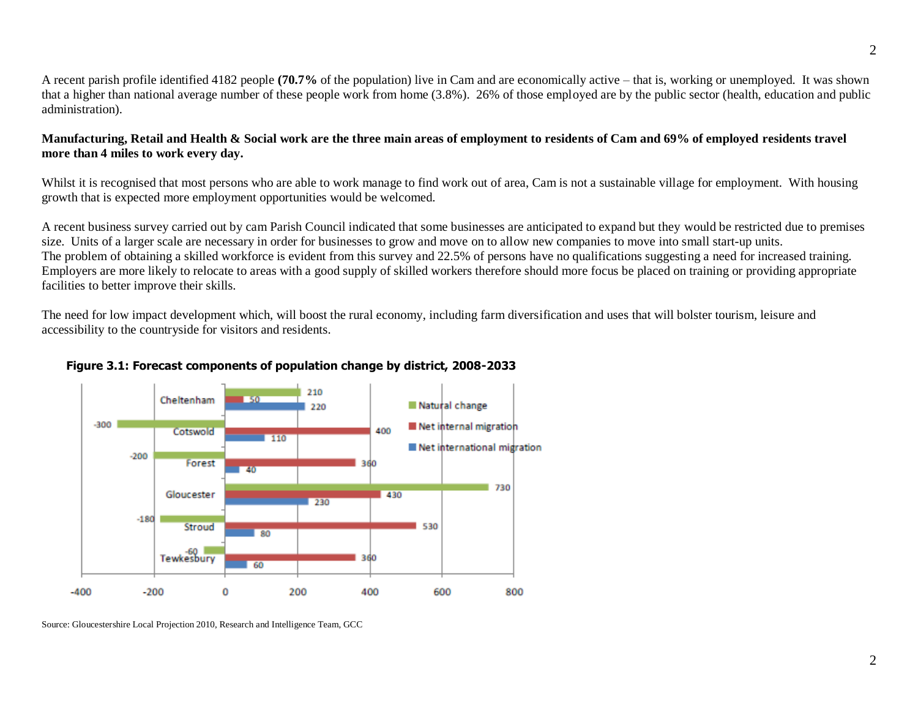A recent parish profile identified 4182 people **(70.7%** of the population) live in Cam and are economically active – that is, working or unemployed. It was shown that a higher than national average number of these people work from home (3.8%). 26% of those employed are by the public sector (health, education and public administration).

**Manufacturing, Retail and Health & Social work are the three main areas of employment to residents of Cam and 69% of employed residents travel more than 4 miles to work every day.**

Whilst it is recognised that most persons who are able to work manage to find work out of area, Cam is not a sustainable village for employment. With housing growth that is expected more employment opportunities would be welcomed.

A recent business survey carried out by cam Parish Council indicated that some businesses are anticipated to expand but they would be restricted due to premises size. Units of a larger scale are necessary in order for businesses to grow and move on to allow new companies to move into small start-up units.
The problem of obtaining a skilled workforce is evident from this survey and 22.5% of persons have no qualifications suggesting a need for increased training. Employers are more likely to relocate to areas with a good supply of skilled workers therefore should more focus be placed on training or providing appropriate facilities to better improve their skills.

The need for low impact development which, will boost the rural economy, including farm diversification and uses that will bolster tourism, leisure and accessibility to the countryside for visitors and residents.

**Figure 3.1: Forecast components of population change by district, 2008-2033**

Source: Gloucestershire Local Projection 2010, Research and Intelligence Team, GCC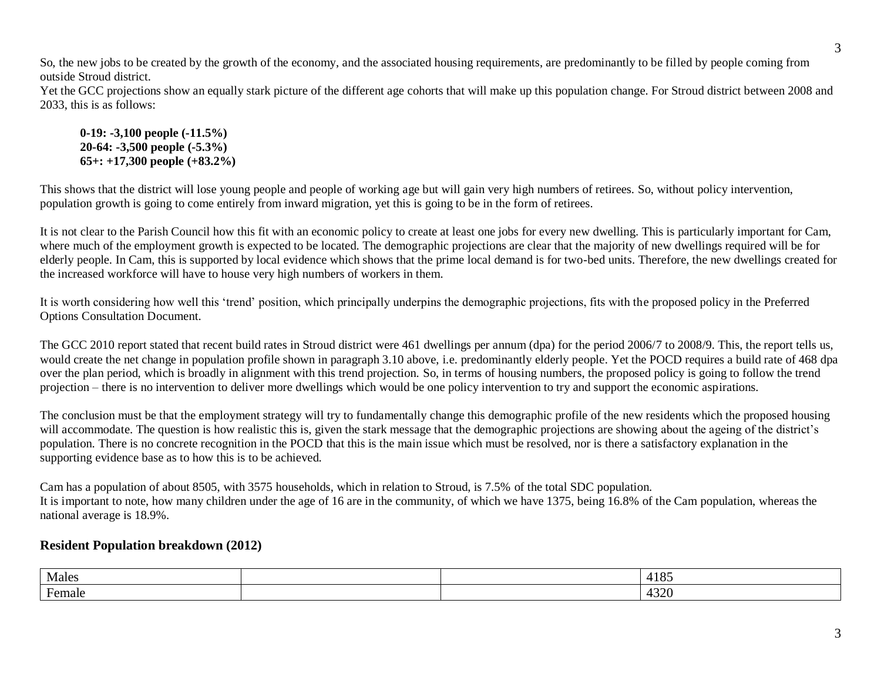So, the new jobs to be created by the growth of the economy, and the associated housing requirements, are predominantly to be filled by people coming from outside Stroud district.

Yet the GCC projections show an equally stark picture of the different age cohorts that will make up this population change. For Stroud district between 2008 and 2033, this is as follows:

**0-19: -3,100 people (-11.5%)**
**20-64: -3,500 people (-5.3%)**
**65+: +17,300 people (+83.2%)**

This shows that the district will lose young people and people of working age but will gain very high numbers of retirees. So, without policy intervention, population growth is going to come entirely from inward migration, yet this is going to be in the form of retirees.

It is not clear to the Parish Council how this fit with an economic policy to create at least one jobs for every new dwelling. This is particularly important for Cam, where much of the employment growth is expected to be located. The demographic projections are clear that the majority of new dwellings required will be for elderly people. In Cam, this is supported by local evidence which shows that the prime local demand is for two-bed units. Therefore, the new dwellings created for the increased workforce will have to house very high numbers of workers in them.

It is worth considering how well this 'trend' position, which principally underpins the demographic projections, fits with the proposed policy in the Preferred Options Consultation Document.

The GCC 2010 report stated that recent build rates in Stroud district were 461 dwellings per annum (dpa) for the period 2006/7 to 2008/9. This, the report tells us, would create the net change in population profile shown in paragraph 3.10 above, i.e. predominantly elderly people. Yet the POCD requires a build rate of 468 dpa over the plan period, which is broadly in alignment with this trend projection. So, in terms of housing numbers, the proposed policy is going to follow the trend projection – there is no intervention to deliver more dwellings which would be one policy intervention to try and support the economic aspirations.

The conclusion must be that the employment strategy will try to fundamentally change this demographic profile of the new residents which the proposed housing will accommodate. The question is how realistic this is, given the stark message that the demographic projections are showing about the ageing of the district's population. There is no concrete recognition in the POCD that this is the main issue which must be resolved, nor is there a satisfactory explanation in the supporting evidence base as to how this is to be achieved.

Cam has a population of about 8505, with 3575 households, which in relation to Stroud, is 7.5% of the total SDC population.
It is important to note, how many children under the age of 16 are in the community, of which we have 1375, being 16.8% of the Cam population, whereas the national average is 18.9%.

## Resident Population breakdown (2012)

| | | | |
|---|---|---|---|
| Males | | | 4185 |
| Female | | | 4320 |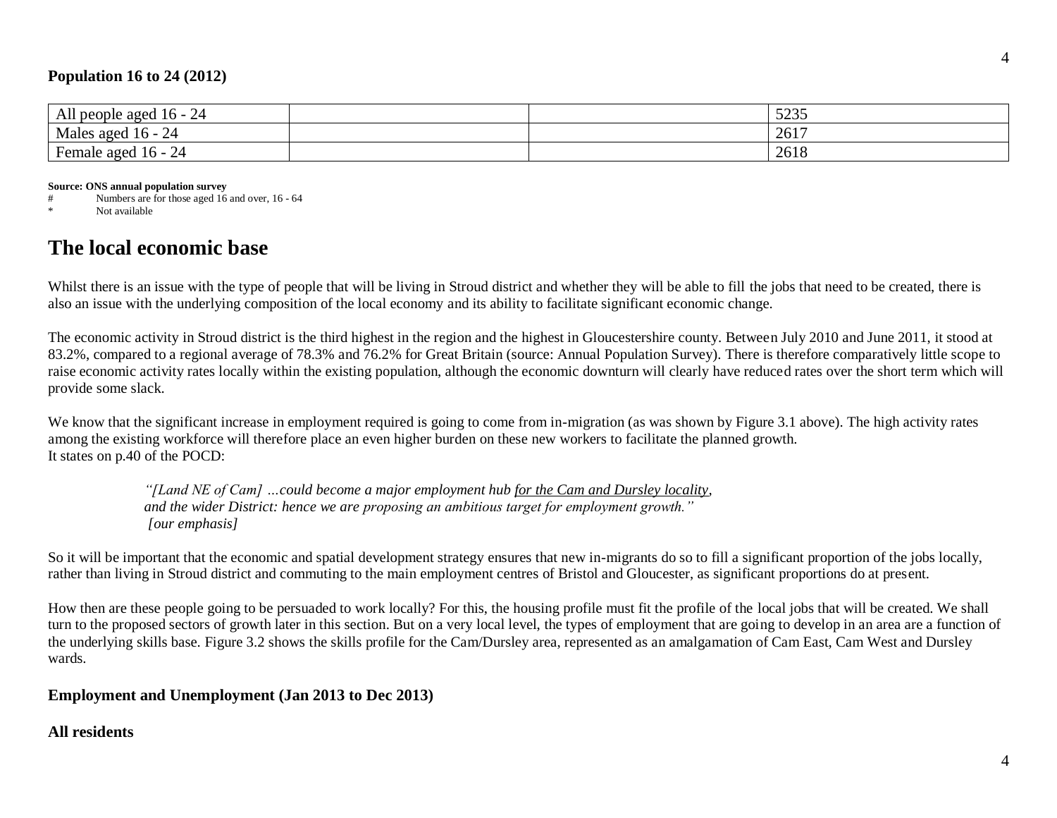**Population 16 to 24 (2012)**

| All people aged 16 - 24 | | | 5235 |
|---|---|---|---|
| Males aged 16 - 24 | | | 2617 |
| Female aged 16 - 24 | | | 2618 |

**Source: ONS annual population survey**

# Numbers are for those aged 16 and over, 16 - 64

* Not available

## The local economic base

Whilst there is an issue with the type of people that will be living in Stroud district and whether they will be able to fill the jobs that need to be created, there is also an issue with the underlying composition of the local economy and its ability to facilitate significant economic change.

The economic activity in Stroud district is the third highest in the region and the highest in Gloucestershire county. Between July 2010 and June 2011, it stood at 83.2%, compared to a regional average of 78.3% and 76.2% for Great Britain (source: Annual Population Survey). There is therefore comparatively little scope to raise economic activity rates locally within the existing population, although the economic downturn will clearly have reduced rates over the short term which will provide some slack.

We know that the significant increase in employment required is going to come from in-migration (as was shown by Figure 3.1 above). The high activity rates among the existing workforce will therefore place an even higher burden on these new workers to facilitate the planned growth.
It states on p.40 of the POCD:

> *"[Land NE of Cam] …could become a major employment hub <u>for the Cam and Dursley locality</u>, and the wider District: hence we are proposing an ambitious target for employment growth."*
> *[our emphasis]*

So it will be important that the economic and spatial development strategy ensures that new in-migrants do so to fill a significant proportion of the jobs locally, rather than living in Stroud district and commuting to the main employment centres of Bristol and Gloucester, as significant proportions do at present.

How then are these people going to be persuaded to work locally? For this, the housing profile must fit the profile of the local jobs that will be created. We shall turn to the proposed sectors of growth later in this section. But on a very local level, the types of employment that are going to develop in an area are a function of the underlying skills base. Figure 3.2 shows the skills profile for the Cam/Dursley area, represented as an amalgamation of Cam East, Cam West and Dursley wards.

**Employment and Unemployment (Jan 2013 to Dec 2013)**

**All residents**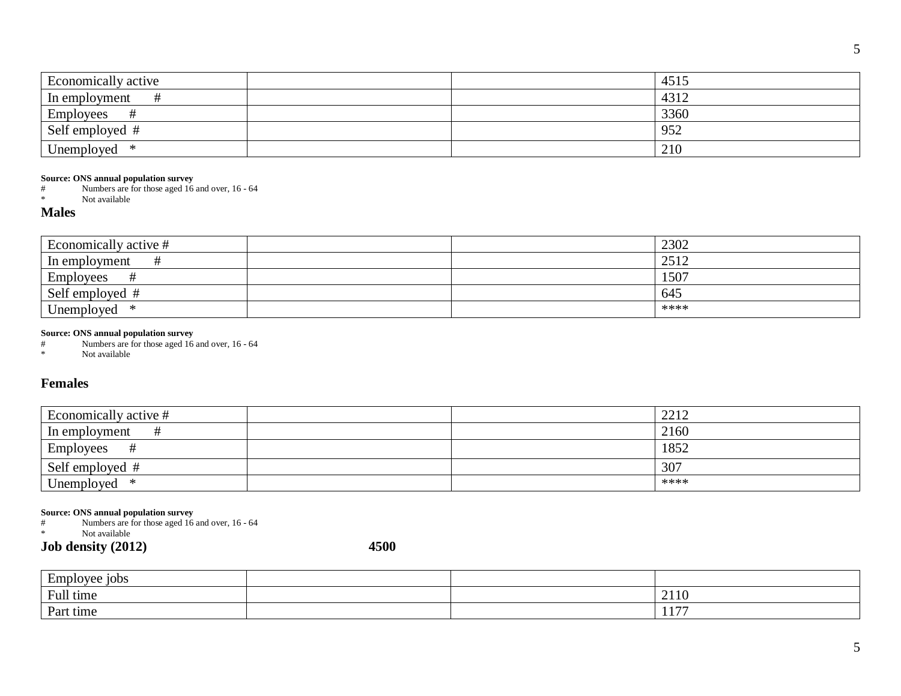| Economically active | | | 4515 |
|---|---|---|---|
| In employment # | | | 4312 |
| Employees # | | | 3360 |
| Self employed # | | | 952 |
| Unemployed * | | | 210 |

**Source: ONS annual population survey**

\# Numbers are for those aged 16 and over, 16 - 64

\* Not available

### Males

| Economically active # | | | 2302 |
|---|---|---|---|
| In employment # | | | 2512 |
| Employees # | | | 1507 |
| Self employed # | | | 645 |
| Unemployed * | | | **** |

**Source: ONS annual population survey**

\# Numbers are for those aged 16 and over, 16 - 64

\* Not available

### Females

| Economically active # | | | 2212 |
|---|---|---|---|
| In employment # | | | 2160 |
| Employees # | | | 1852 |
| Self employed # | | | 307 |
| Unemployed * | | | **** |

**Source: ONS annual population survey**

\# Numbers are for those aged 16 and over, 16 - 64

\* Not available

**Job density (2012)** **4500**

| Employee jobs | | | |
|---|---|---|---|
| Full time | | | 2110 |
| Part time | | | 1177 |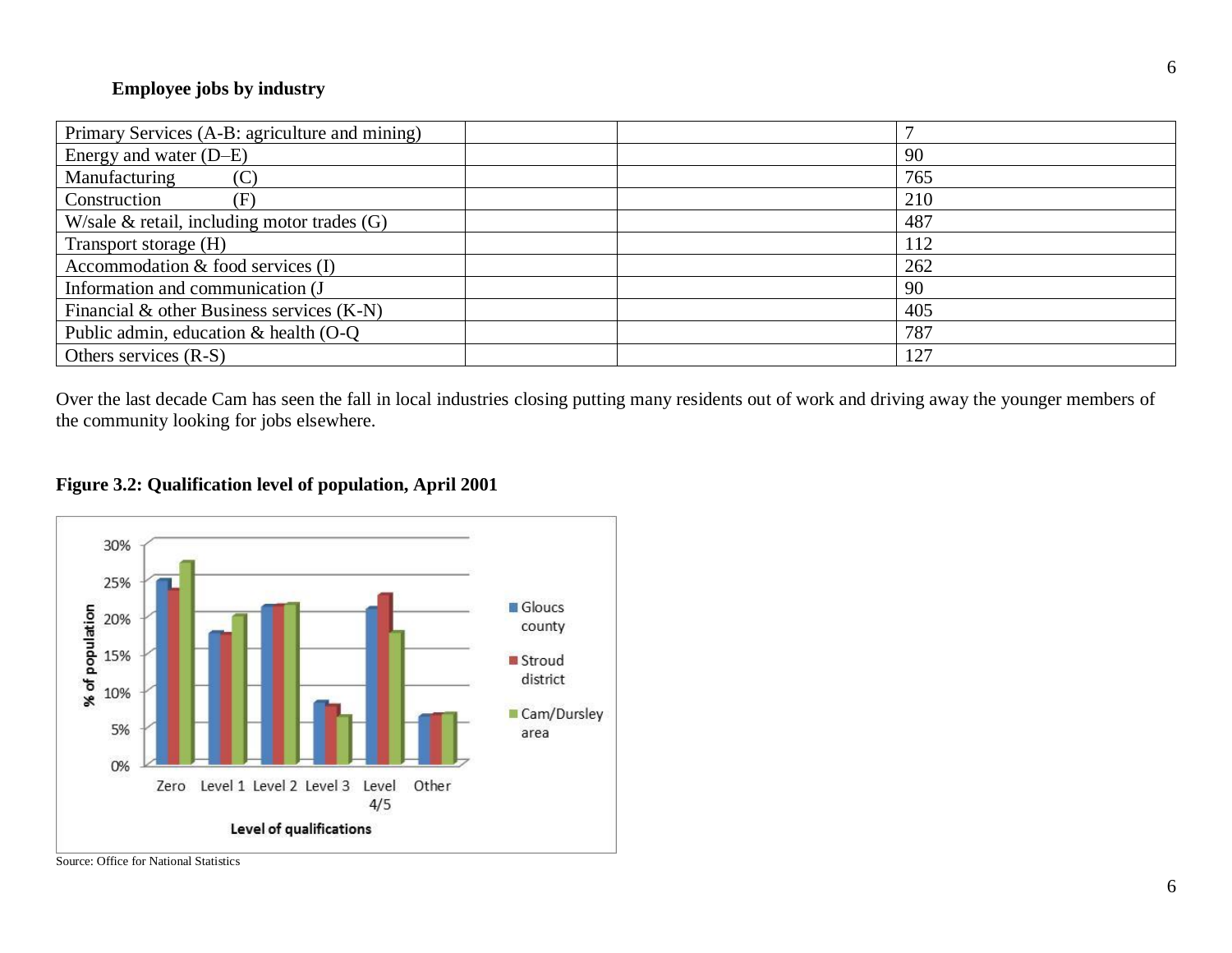**Employee jobs by industry**

| | | | |
|---|---|---|---|
| Primary Services (A-B: agriculture and mining) | | | 7 |
| Energy and water (D–E) | | | 90 |
| Manufacturing (C) | | | 765 |
| Construction (F) | | | 210 |
| W/sale & retail, including motor trades (G) | | | 487 |
| Transport storage (H) | | | 112 |
| Accommodation & food services (I) | | | 262 |
| Information and communication (J | | | 90 |
| Financial & other Business services (K-N) | | | 405 |
| Public admin, education & health (O-Q | | | 787 |
| Others services (R-S) | | | 127 |

Over the last decade Cam has seen the fall in local industries closing putting many residents out of work and driving away the younger members of the community looking for jobs elsewhere.

**Figure 3.2: Qualification level of population, April 2001**

Source: Office for National Statistics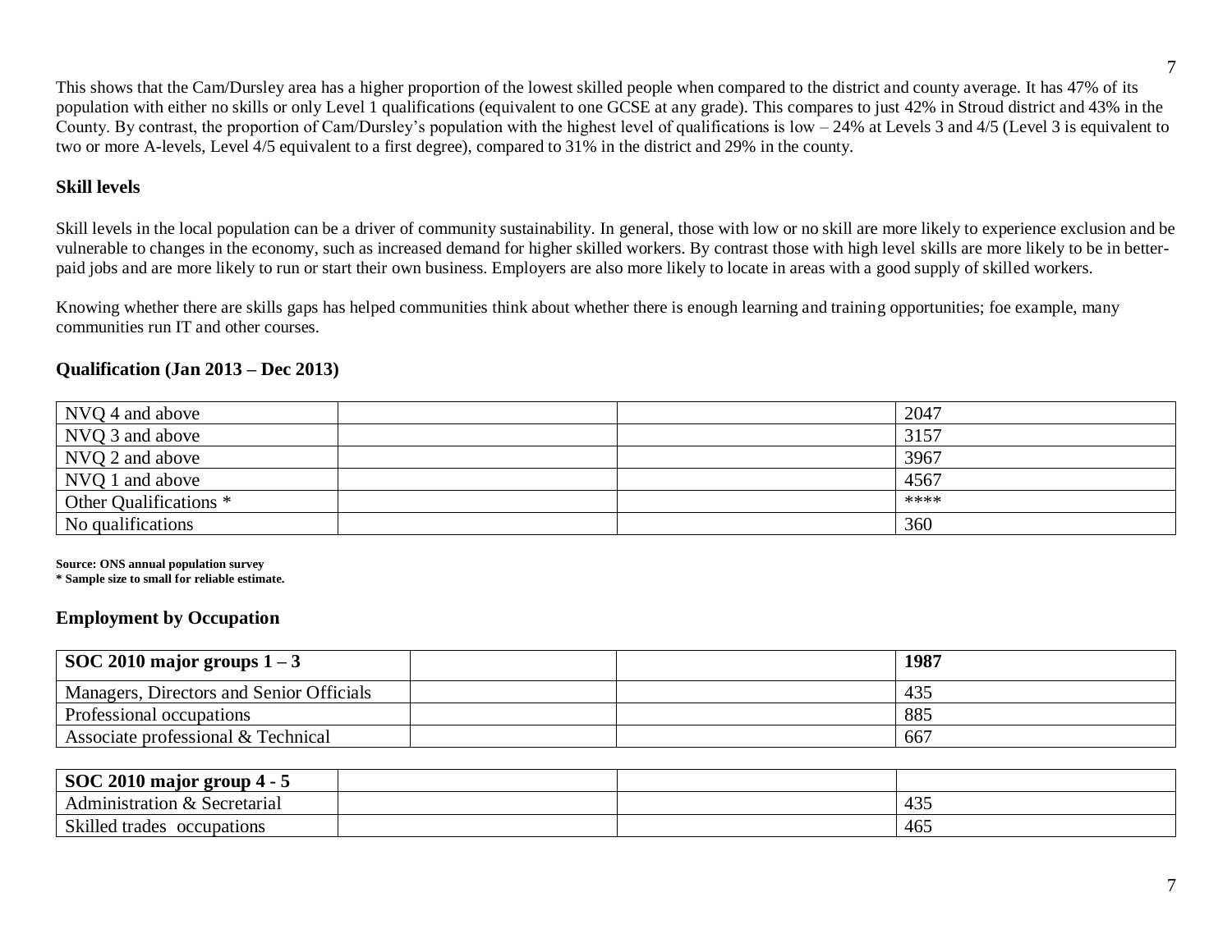This shows that the Cam/Dursley area has a higher proportion of the lowest skilled people when compared to the district and county average. It has 47% of its population with either no skills or only Level 1 qualifications (equivalent to one GCSE at any grade). This compares to just 42% in Stroud district and 43% in the County. By contrast, the proportion of Cam/Dursley's population with the highest level of qualifications is low – 24% at Levels 3 and 4/5 (Level 3 is equivalent to two or more A-levels, Level 4/5 equivalent to a first degree), compared to 31% in the district and 29% in the county.

### Skill levels

Skill levels in the local population can be a driver of community sustainability. In general, those with low or no skill are more likely to experience exclusion and be vulnerable to changes in the economy, such as increased demand for higher skilled workers. By contrast those with high level skills are more likely to be in better-paid jobs and are more likely to run or start their own business. Employers are also more likely to locate in areas with a good supply of skilled workers.

Knowing whether there are skills gaps has helped communities think about whether there is enough learning and training opportunities; foe example, many communities run IT and other courses.

### Qualification (Jan 2013 – Dec 2013)

| | | | |
|---|---|---|---|
| NVQ 4 and above | | | 2047 |
| NVQ 3 and above | | | 3157 |
| NVQ 2 and above | | | 3967 |
| NVQ 1 and above | | | 4567 |
| Other Qualifications * | | | **** |
| No qualifications | | | 360 |

**Source: ONS annual population survey**
**\* Sample size to small for reliable estimate.**

### Employment by Occupation

| **SOC 2010 major groups 1 – 3** | | | **1987** |
|---|---|---|---|
| Managers, Directors and Senior Officials | | | 435 |
| Professional occupations | | | 885 |
| Associate professional & Technical | | | 667 |

| **SOC 2010 major group 4 - 5** | | | |
|---|---|---|---|
| Administration & Secretarial | | | 435 |
| Skilled trades occupations | | | 465 |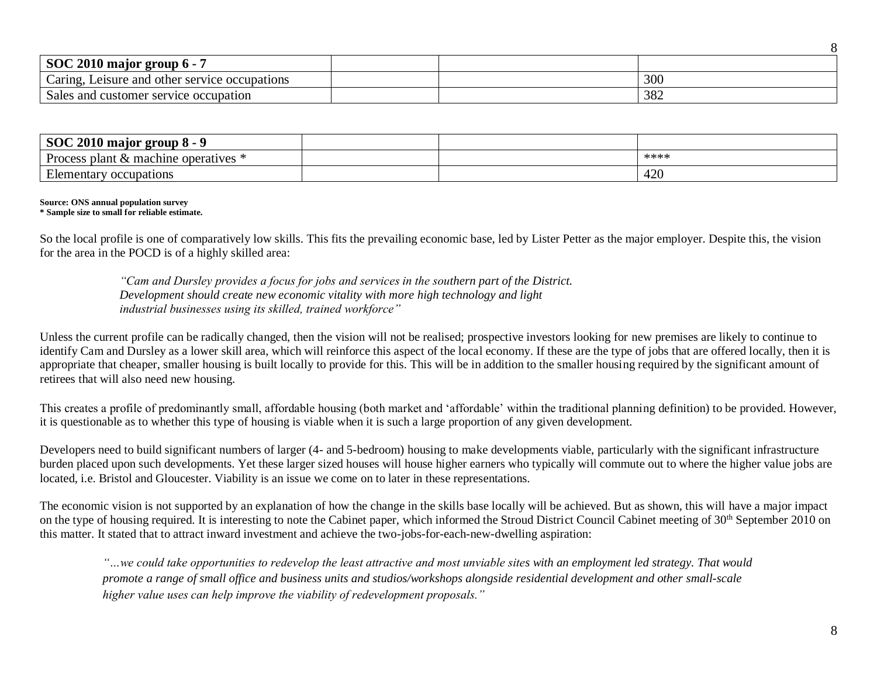| SOC 2010 major group 6 - 7 | | | |
|---|---|---|---|
| Caring, Leisure and other service occupations | | | 300 |
| Sales and customer service occupation | | | 382 |

| SOC 2010 major group 8 - 9 | | | |
|---|---|---|---|
| Process plant & machine operatives * | | | **** |
| Elementary occupations | | | 420 |

**Source: ONS annual population survey**
**\* Sample size to small for reliable estimate.**

So the local profile is one of comparatively low skills. This fits the prevailing economic base, led by Lister Petter as the major employer. Despite this, the vision for the area in the POCD is of a highly skilled area:

> *"Cam and Dursley provides a focus for jobs and services in the southern part of the District. Development should create new economic vitality with more high technology and light industrial businesses using its skilled, trained workforce"*

Unless the current profile can be radically changed, then the vision will not be realised; prospective investors looking for new premises are likely to continue to identify Cam and Dursley as a lower skill area, which will reinforce this aspect of the local economy. If these are the type of jobs that are offered locally, then it is appropriate that cheaper, smaller housing is built locally to provide for this. This will be in addition to the smaller housing required by the significant amount of retirees that will also need new housing.

This creates a profile of predominantly small, affordable housing (both market and 'affordable' within the traditional planning definition) to be provided. However, it is questionable as to whether this type of housing is viable when it is such a large proportion of any given development.

Developers need to build significant numbers of larger (4- and 5-bedroom) housing to make developments viable, particularly with the significant infrastructure burden placed upon such developments. Yet these larger sized houses will house higher earners who typically will commute out to where the higher value jobs are located, i.e. Bristol and Gloucester. Viability is an issue we come on to later in these representations.

The economic vision is not supported by an explanation of how the change in the skills base locally will be achieved. But as shown, this will have a major impact on the type of housing required. It is interesting to note the Cabinet paper, which informed the Stroud District Council Cabinet meeting of 30th September 2010 on this matter. It stated that to attract inward investment and achieve the two-jobs-for-each-new-dwelling aspiration:

> *"…we could take opportunities to redevelop the least attractive and most unviable sites with an employment led strategy. That would promote a range of small office and business units and studios/workshops alongside residential development and other small-scale higher value uses can help improve the viability of redevelopment proposals."*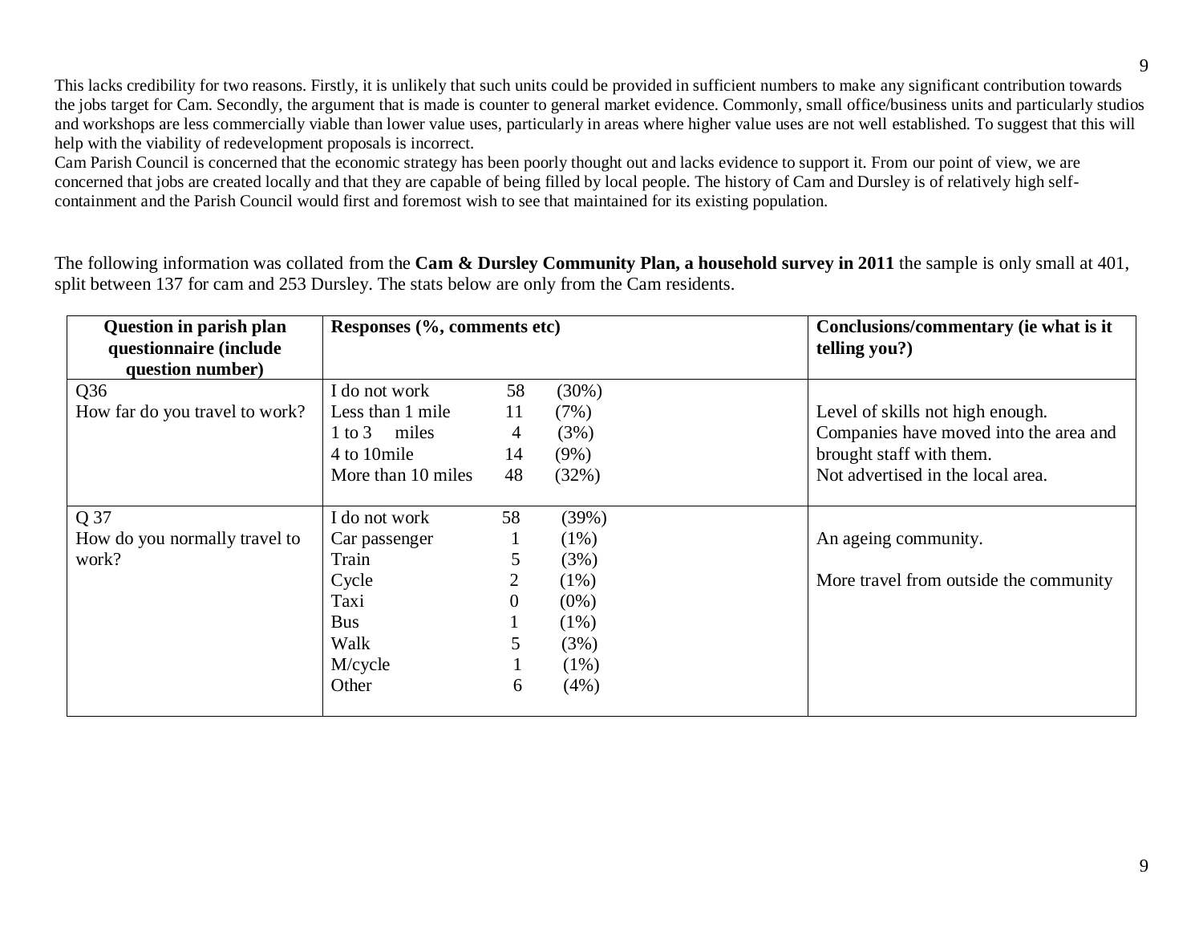This lacks credibility for two reasons. Firstly, it is unlikely that such units could be provided in sufficient numbers to make any significant contribution towards the jobs target for Cam. Secondly, the argument that is made is counter to general market evidence. Commonly, small office/business units and particularly studios and workshops are less commercially viable than lower value uses, particularly in areas where higher value uses are not well established. To suggest that this will help with the viability of redevelopment proposals is incorrect.

Cam Parish Council is concerned that the economic strategy has been poorly thought out and lacks evidence to support it. From our point of view, we are concerned that jobs are created locally and that they are capable of being filled by local people. The history of Cam and Dursley is of relatively high self-containment and the Parish Council would first and foremost wish to see that maintained for its existing population.

The following information was collated from the **Cam & Dursley Community Plan, a household survey in 2011** the sample is only small at 401, split between 137 for cam and 253 Dursley. The stats below are only from the Cam residents.

| Question in parish plan questionnaire (include question number) | Responses (%, comments etc) | Conclusions/commentary (ie what is it telling you?) |
|---|---|---|
| Q36<br>How far do you travel to work? | I do not work 58 (30%)<br>Less than 1 mile 11 (7%)<br>1 to 3 miles 4 (3%)<br>4 to 10mile 14 (9%)<br>More than 10 miles 48 (32%) | Level of skills not high enough.<br>Companies have moved into the area and brought staff with them.<br>Not advertised in the local area. |
| Q 37<br>How do you normally travel to work? | I do not work 58 (39%)<br>Car passenger 1 (1%)<br>Train 5 (3%)<br>Cycle 2 (1%)<br>Taxi 0 (0%)<br>Bus 1 (1%)<br>Walk 5 (3%)<br>M/cycle 1 (1%)<br>Other 6 (4%) | An ageing community.<br><br>More travel from outside the community |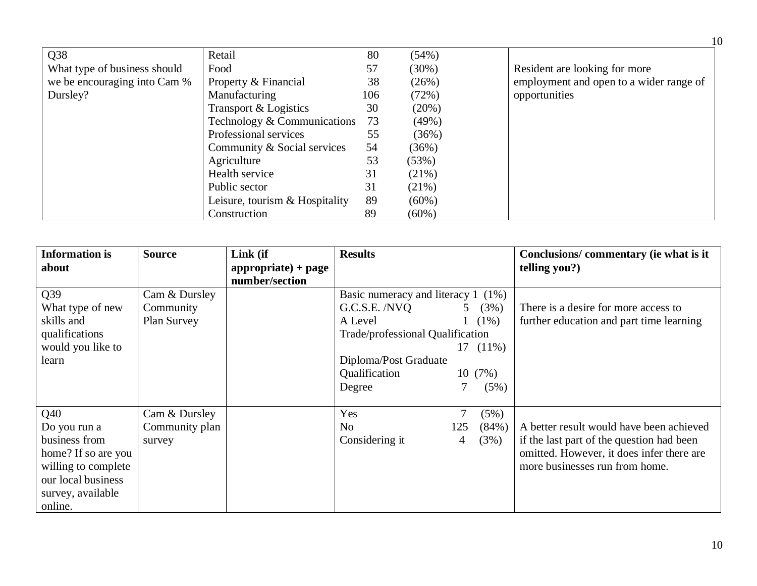| | | | | |
|---|---|---|---|---|
| Q38<br>What type of business should we be encouraging into Cam % Dursley? | | | Retail 80 (54%)<br>Food 57 (30%)<br>Property & Financial 38 (26%)<br>Manufacturing 106 (72%)<br>Transport & Logistics 30 (20%)<br>Technology & Communications 73 (49%)<br>Professional services 55 (36%)<br>Community & Social services 54 (36%)<br>Agriculture 53 (53%)<br>Health service 31 (21%)<br>Public sector 31 (21%)<br>Leisure, tourism & Hospitality 89 (60%)<br>Construction 89 (60%) | Resident are looking for more employment and open to a wider range of opportunities |

| Information is about | Source | Link (if appropriate) + page number/section | Results | Conclusions/ commentary (ie what is it telling you?) |
|---|---|---|---|---|
| Q39<br>What type of new skills and qualifications would you like to learn | Cam & Dursley Community Plan Survey | | Basic numeracy and literacy 1 (1%)<br>G.C.S.E. /NVQ 5 (3%)<br>A Level 1 (1%)<br>Trade/professional Qualification 17 (11%)<br>Diploma/Post Graduate Qualification 10 (7%)<br>Degree 7 (5%) | There is a desire for more access to further education and part time learning |
| Q40<br>Do you run a business from home? If so are you willing to complete our local business survey, available online. | Cam & Dursley Community plan survey | | Yes 7 (5%)<br>No 125 (84%)<br>Considering it 4 (3%) | A better result would have been achieved if the last part of the question had been omitted. However, it does infer there are more businesses run from home. |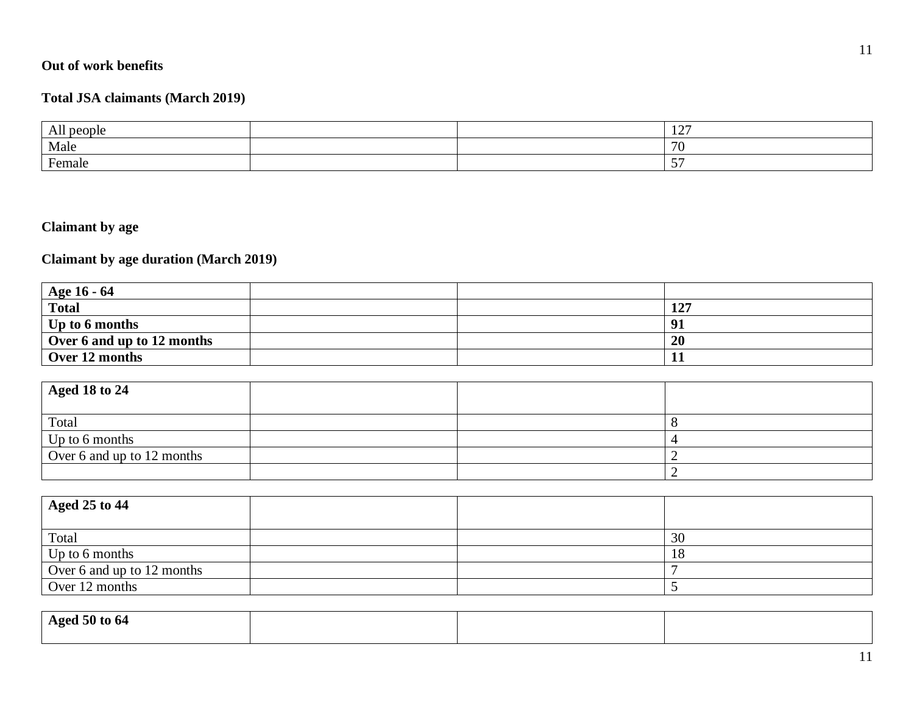**Out of work benefits**

**Total JSA claimants (March 2019)**

| | | | |
|---|---|---|---|
| All people | | | 127 |
| Male | | | 70 |
| Female | | | 57 |

**Claimant by age**

**Claimant by age duration (March 2019)**

| **Age 16 - 64** | | | |
|---|---|---|---|
| **Total** | | | **127** |
| **Up to 6 months** | | | **91** |
| **Over 6 and up to 12 months** | | | **20** |
| **Over 12 months** | | | **11** |

| **Aged 18 to 24** | | | |
|---|---|---|---|
| Total | | | 8 |
| Up to 6 months | | | 4 |
| Over 6 and up to 12 months | | | 2 |
| | | | 2 |

| **Aged 25 to 44** | | | |
|---|---|---|---|
| Total | | | 30 |
| Up to 6 months | | | 18 |
| Over 6 and up to 12 months | | | 7 |
| Over 12 months | | | 5 |

| **Aged 50 to 64** | | | |
|---|---|---|---|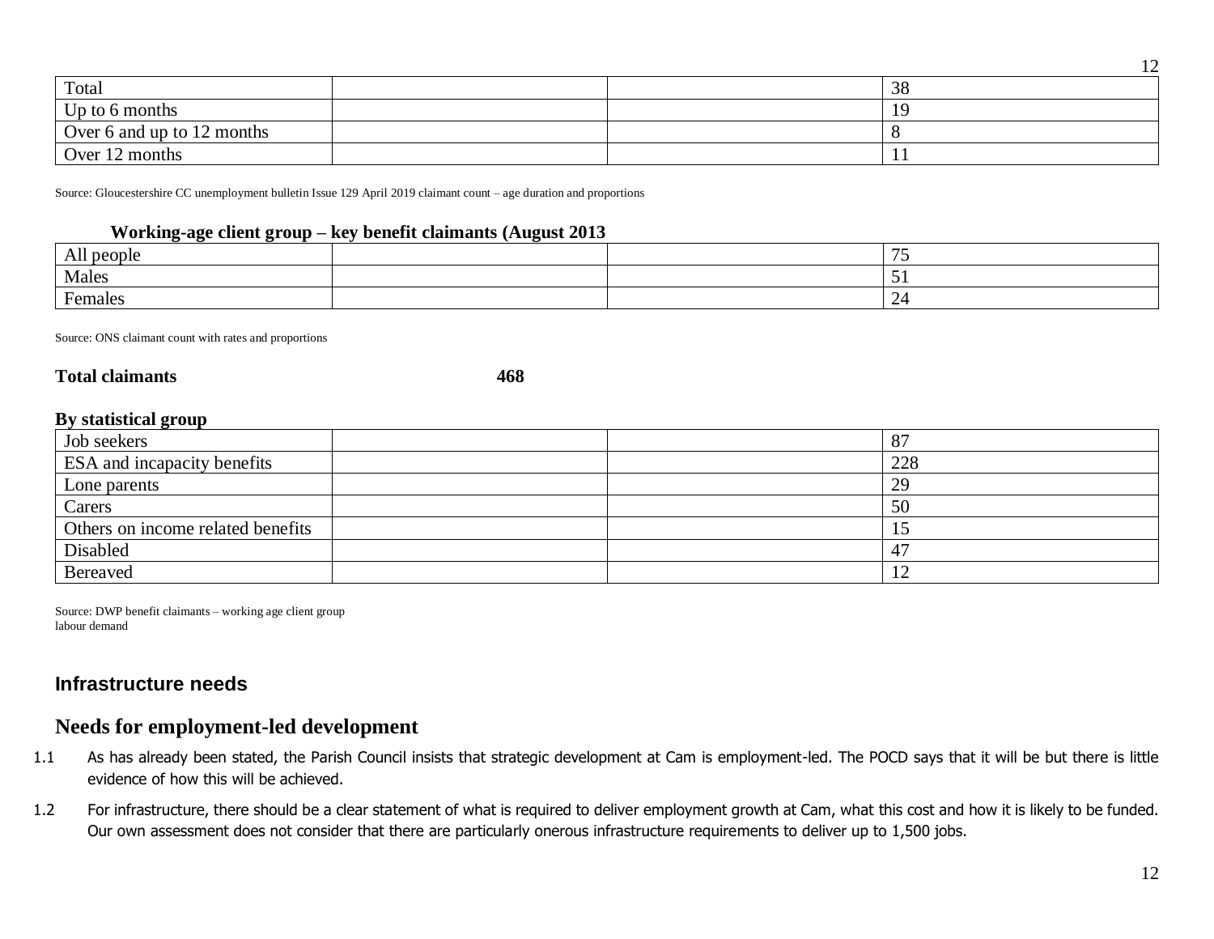| Total | | | 38 |
|---|---|---|---|
| Up to 6 months | | | 19 |
| Over 6 and up to 12 months | | | 8 |
| Over 12 months | | | 11 |

Source: Gloucestershire CC unemployment bulletin Issue 129 April 2019 claimant count – age duration and proportions

**Working-age client group – key benefit claimants (August 2013**

| All people | | | 75 |
|---|---|---|---|
| Males | | | 51 |
| Females | | | 24 |

Source: ONS claimant count with rates and proportions

**Total claimants** **468**

**By statistical group**

| Job seekers | | | 87 |
|---|---|---|---|
| ESA and incapacity benefits | | | 228 |
| Lone parents | | | 29 |
| Carers | | | 50 |
| Others on income related benefits | | | 15 |
| Disabled | | | 47 |
| Bereaved | | | 12 |

Source: DWP benefit claimants – working age client group
labour demand

## Infrastructure needs

## Needs for employment-led development

1.1 As has already been stated, the Parish Council insists that strategic development at Cam is employment-led. The POCD says that it will be but there is little evidence of how this will be achieved.

1.2 For infrastructure, there should be a clear statement of what is required to deliver employment growth at Cam, what this cost and how it is likely to be funded. Our own assessment does not consider that there are particularly onerous infrastructure requirements to deliver up to 1,500 jobs.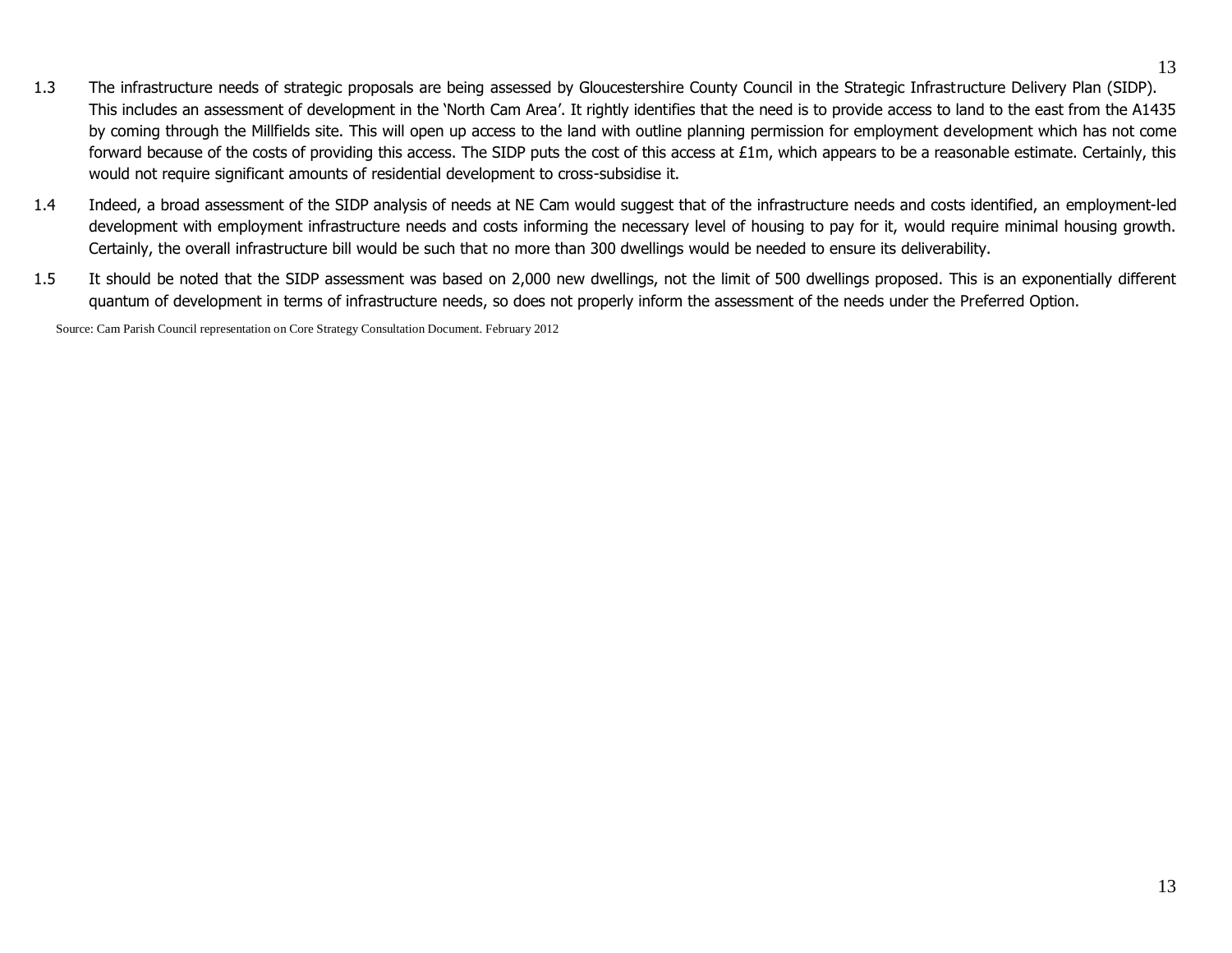1.3 The infrastructure needs of strategic proposals are being assessed by Gloucestershire County Council in the Strategic Infrastructure Delivery Plan (SIDP). This includes an assessment of development in the 'North Cam Area'. It rightly identifies that the need is to provide access to land to the east from the A1435 by coming through the Millfields site. This will open up access to the land with outline planning permission for employment development which has not come forward because of the costs of providing this access. The SIDP puts the cost of this access at £1m, which appears to be a reasonable estimate. Certainly, this would not require significant amounts of residential development to cross-subsidise it.

1.4 Indeed, a broad assessment of the SIDP analysis of needs at NE Cam would suggest that of the infrastructure needs and costs identified, an employment-led development with employment infrastructure needs and costs informing the necessary level of housing to pay for it, would require minimal housing growth. Certainly, the overall infrastructure bill would be such that no more than 300 dwellings would be needed to ensure its deliverability.

1.5 It should be noted that the SIDP assessment was based on 2,000 new dwellings, not the limit of 500 dwellings proposed. This is an exponentially different quantum of development in terms of infrastructure needs, so does not properly inform the assessment of the needs under the Preferred Option.

Source: Cam Parish Council representation on Core Strategy Consultation Document. February 2012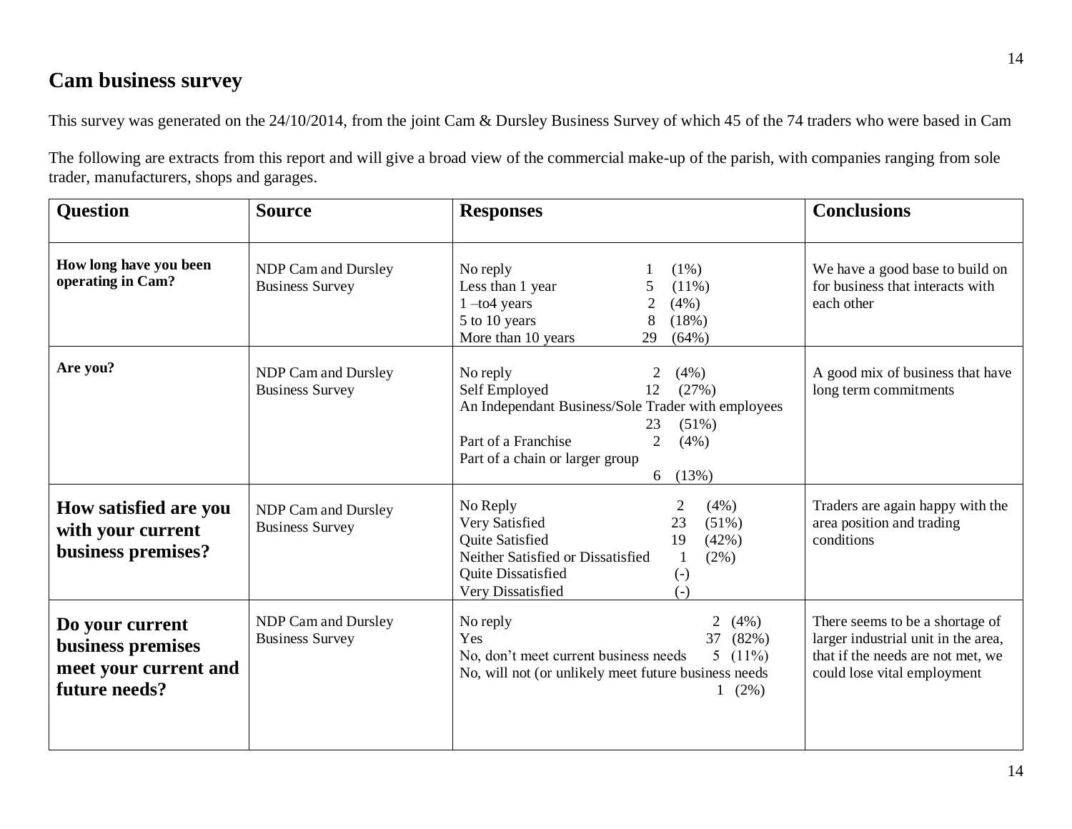## Cam business survey

This survey was generated on the 24/10/2014, from the joint Cam & Dursley Business Survey of which 45 of the 74 traders who were based in Cam

The following are extracts from this report and will give a broad view of the commercial make-up of the parish, with companies ranging from sole trader, manufacturers, shops and garages.

| Question | Source | Responses | Conclusions |
|---|---|---|---|
| **How long have you been operating in Cam?** | NDP Cam and Dursley Business Survey | No reply 1 (1%)<br>Less than 1 year 5 (11%)<br>1 –to4 years 2 (4%)<br>5 to 10 years 8 (18%)<br>More than 10 years 29 (64%) | We have a good base to build on for business that interacts with each other |
| **Are you?** | NDP Cam and Dursley Business Survey | No reply 2 (4%)<br>Self Employed 12 (27%)<br>An Independant Business/Sole Trader with employees 23 (51%)<br>Part of a Franchise 2 (4%)<br>Part of a chain or larger group 6 (13%) | A good mix of business that have long term commitments |
| **How satisfied are you with your current business premises?** | NDP Cam and Dursley Business Survey | No Reply 2 (4%)<br>Very Satisfied 23 (51%)<br>Quite Satisfied 19 (42%)<br>Neither Satisfied or Dissatisfied 1 (2%)<br>Quite Dissatisfied (-)<br>Very Dissatisfied (-) | Traders are again happy with the area position and trading conditions |
| **Do your current business premises meet your current and future needs?** | NDP Cam and Dursley Business Survey | No reply 2 (4%)<br>Yes 37 (82%)<br>No, don't meet current business needs 5 (11%)<br>No, will not (or unlikely meet future business needs 1 (2%) | There seems to be a shortage of larger industrial unit in the area, that if the needs are not met, we could lose vital employment |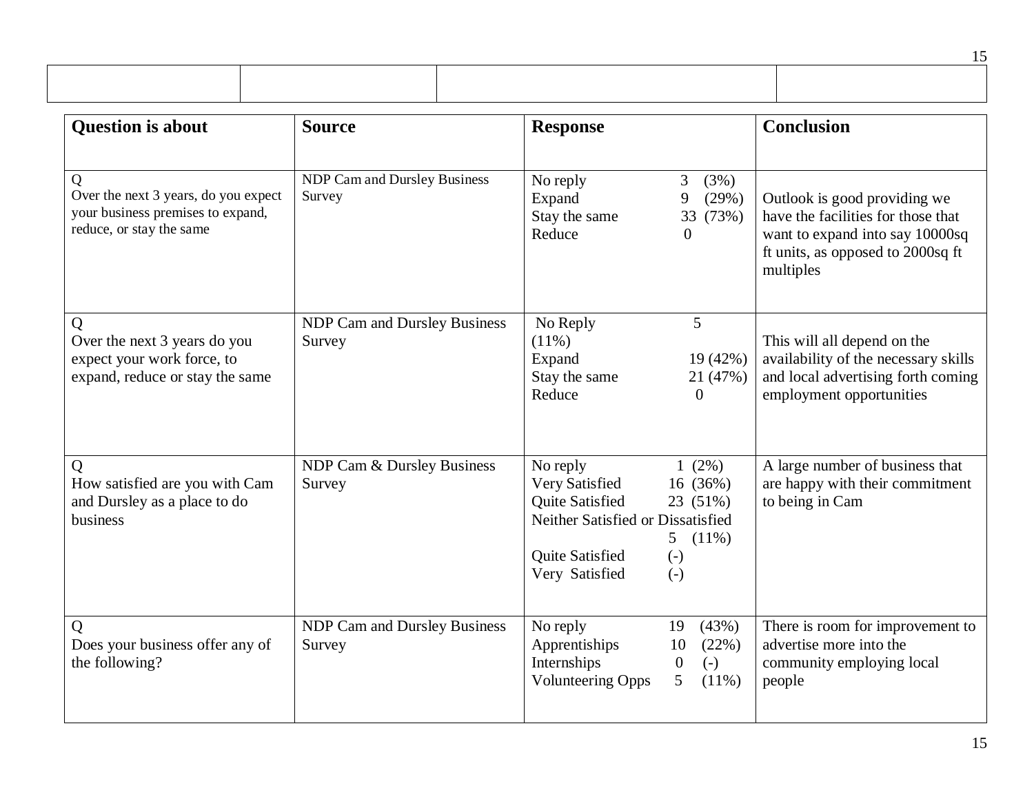| | | | |
|---|---|---|---|
| | | | |

| Question is about | Source | Response | Conclusion |
|---|---|---|---|
| Q<br>Over the next 3 years, do you expect your business premises to expand, reduce, or stay the same | NDP Cam and Dursley Business Survey | No reply 3 (3%)<br>Expand 9 (29%)<br>Stay the same 33 (73%)<br>Reduce 0 | Outlook is good providing we have the facilities for those that want to expand into say 10000sq ft units, as opposed to 2000sq ft multiples |
| Q<br>Over the next 3 years do you expect your work force, to expand, reduce or stay the same | NDP Cam and Dursley Business Survey | No Reply 5 (11%)<br>Expand 19 (42%)<br>Stay the same 21 (47%)<br>Reduce 0 | This will all depend on the availability of the necessary skills and local advertising forth coming employment opportunities |
| Q<br>How satisfied are you with Cam and Dursley as a place to do business | NDP Cam & Dursley Business Survey | No reply 1 (2%)<br>Very Satisfied 16 (36%)<br>Quite Satisfied 23 (51%)<br>Neither Satisfied or Dissatisfied 5 (11%)<br>Quite Satisfied (-)<br>Very Satisfied (-) | A large number of business that are happy with their commitment to being in Cam |
| Q<br>Does your business offer any of the following? | NDP Cam and Dursley Business Survey | No reply 19 (43%)<br>Apprentiships 10 (22%)<br>Internships 0 (-)<br>Volunteering Opps 5 (11%) | There is room for improvement to advertise more into the community employing local people |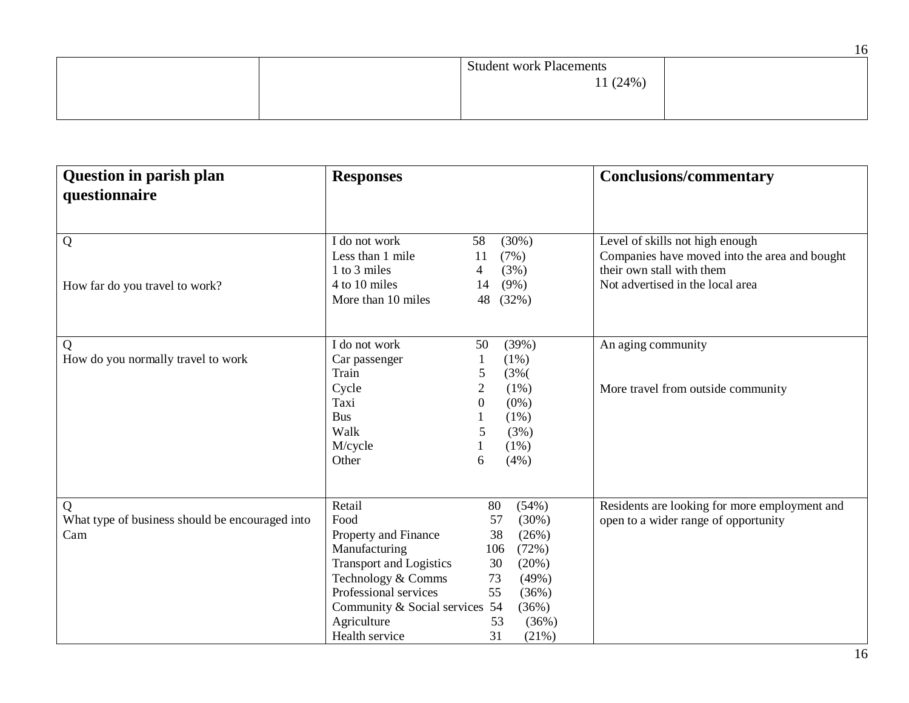| | | Student work Placements 11 (24%) | |
|---|---|---|---|

| **Question in parish plan questionnaire** | **Responses** | **Conclusions/commentary** |
|---|---|---|
| Q<br><br>How far do you travel to work? | I do not work 58 (30%)<br>Less than 1 mile 11 (7%)<br>1 to 3 miles 4 (3%)<br>4 to 10 miles 14 (9%)<br>More than 10 miles 48 (32%) | Level of skills not high enough<br>Companies have moved into the area and bought their own stall with them<br>Not advertised in the local area |
| Q<br>How do you normally travel to work | I do not work 50 (39%)<br>Car passenger 1 (1%)<br>Train 5 (3%(<br>Cycle 2 (1%)<br>Taxi 0 (0%)<br>Bus 1 (1%)<br>Walk 5 (3%)<br>M/cycle 1 (1%)<br>Other 6 (4%) | An aging community<br><br>More travel from outside community |
| Q<br>What type of business should be encouraged into Cam | Retail 80 (54%)<br>Food 57 (30%)<br>Property and Finance 38 (26%)<br>Manufacturing 106 (72%)<br>Transport and Logistics 30 (20%)<br>Technology & Comms 73 (49%)<br>Professional services 55 (36%)<br>Community & Social services 54 (36%)<br>Agriculture 53 (36%)<br>Health service 31 (21%) | Residents are looking for more employment and open to a wider range of opportunity |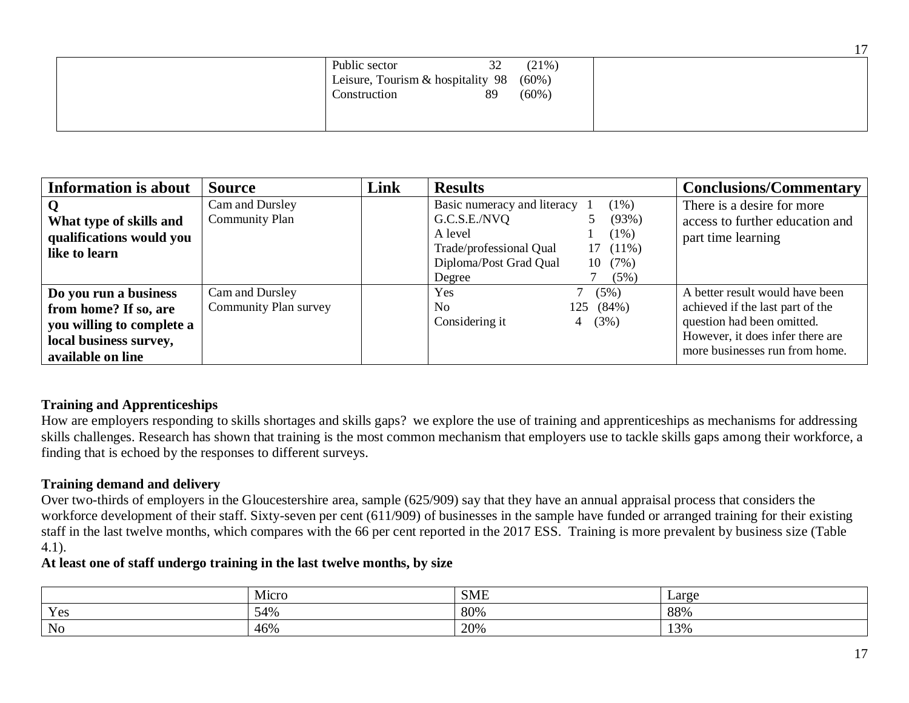| | | |
|---|---|---|
| | Public sector 32 (21%)<br>Leisure, Tourism & hospitality 98 (60%)<br>Construction 89 (60%) | |

| Information is about | Source | Link | Results | Conclusions/Commentary |
|---|---|---|---|---|
| **Q**<br>**What type of skills and qualifications would you like to learn** | Cam and Dursley Community Plan | | Basic numeracy and literacy 1 (1%)<br>G.C.S.E./NVQ 5 (93%)<br>A level 1 (1%)<br>Trade/professional Qual 17 (11%)<br>Diploma/Post Grad Qual 10 (7%)<br>Degree 7 (5%) | There is a desire for more access to further education and part time learning |
| **Do you run a business from home? If so, are you willing to complete a local business survey, available on line** | Cam and Dursley Community Plan survey | | Yes 7 (5%)<br>No 125 (84%)<br>Considering it 4 (3%) | A better result would have been achieved if the last part of the question had been omitted. However, it does infer there are more businesses run from home. |

**Training and Apprenticeships**

How are employers responding to skills shortages and skills gaps? we explore the use of training and apprenticeships as mechanisms for addressing skills challenges. Research has shown that training is the most common mechanism that employers use to tackle skills gaps among their workforce, a finding that is echoed by the responses to different surveys.

**Training demand and delivery**

Over two-thirds of employers in the Gloucestershire area, sample (625/909) say that they have an annual appraisal process that considers the workforce development of their staff. Sixty-seven per cent (611/909) of businesses in the sample have funded or arranged training for their existing staff in the last twelve months, which compares with the 66 per cent reported in the 2017 ESS. Training is more prevalent by business size (Table 4.1).

**At least one of staff undergo training in the last twelve months, by size**

| | Micro | SME | Large |
|---|---|---|---|
| Yes | 54% | 80% | 88% |
| No | 46% | 20% | 13% |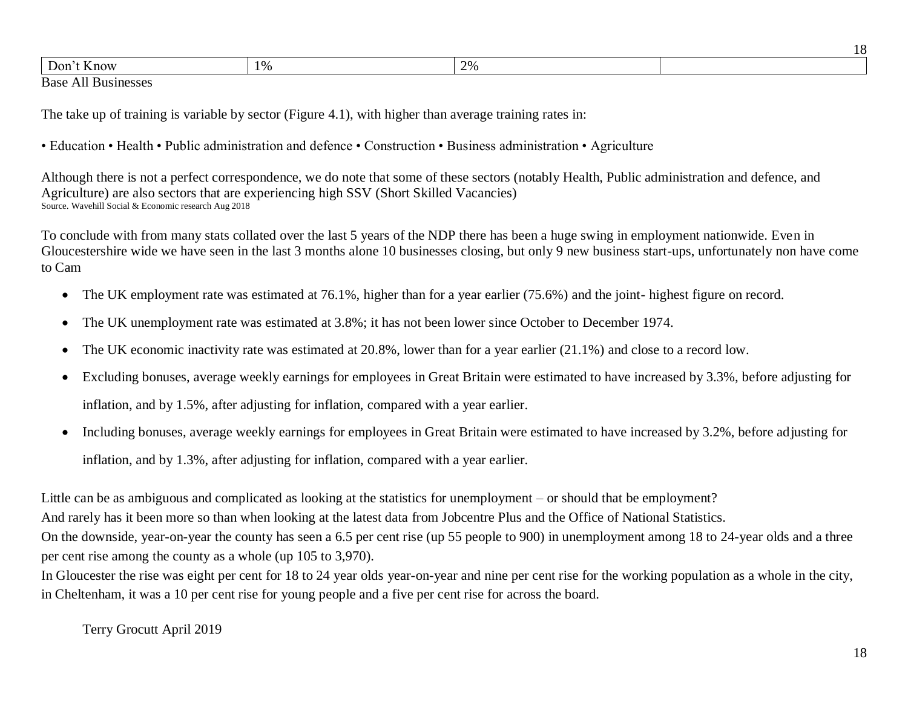| Don't Know | 1% | 2% | |
|---|---|---|---|

Base All Businesses

The take up of training is variable by sector (Figure 4.1), with higher than average training rates in:

• Education • Health • Public administration and defence • Construction • Business administration • Agriculture

Although there is not a perfect correspondence, we do note that some of these sectors (notably Health, Public administration and defence, and Agriculture) are also sectors that are experiencing high SSV (Short Skilled Vacancies)
Source. Wavehill Social & Economic research Aug 2018

To conclude with from many stats collated over the last 5 years of the NDP there has been a huge swing in employment nationwide. Even in Gloucestershire wide we have seen in the last 3 months alone 10 businesses closing, but only 9 new business start-ups, unfortunately non have come to Cam

- The UK employment rate was estimated at 76.1%, higher than for a year earlier (75.6%) and the joint- highest figure on record.
- The UK unemployment rate was estimated at 3.8%; it has not been lower since October to December 1974.
- The UK economic inactivity rate was estimated at 20.8%, lower than for a year earlier (21.1%) and close to a record low.
- Excluding bonuses, average weekly earnings for employees in Great Britain were estimated to have increased by 3.3%, before adjusting for inflation, and by 1.5%, after adjusting for inflation, compared with a year earlier.
- Including bonuses, average weekly earnings for employees in Great Britain were estimated to have increased by 3.2%, before adjusting for inflation, and by 1.3%, after adjusting for inflation, compared with a year earlier.

Little can be as ambiguous and complicated as looking at the statistics for unemployment – or should that be employment?
And rarely has it been more so than when looking at the latest data from Jobcentre Plus and the Office of National Statistics.
On the downside, year-on-year the county has seen a 6.5 per cent rise (up 55 people to 900) in unemployment among 18 to 24-year olds and a three per cent rise among the county as a whole (up 105 to 3,970).
In Gloucester the rise was eight per cent for 18 to 24 year olds year-on-year and nine per cent rise for the working population as a whole in the city, in Cheltenham, it was a 10 per cent rise for young people and a five per cent rise for across the board.

Terry Grocutt April 2019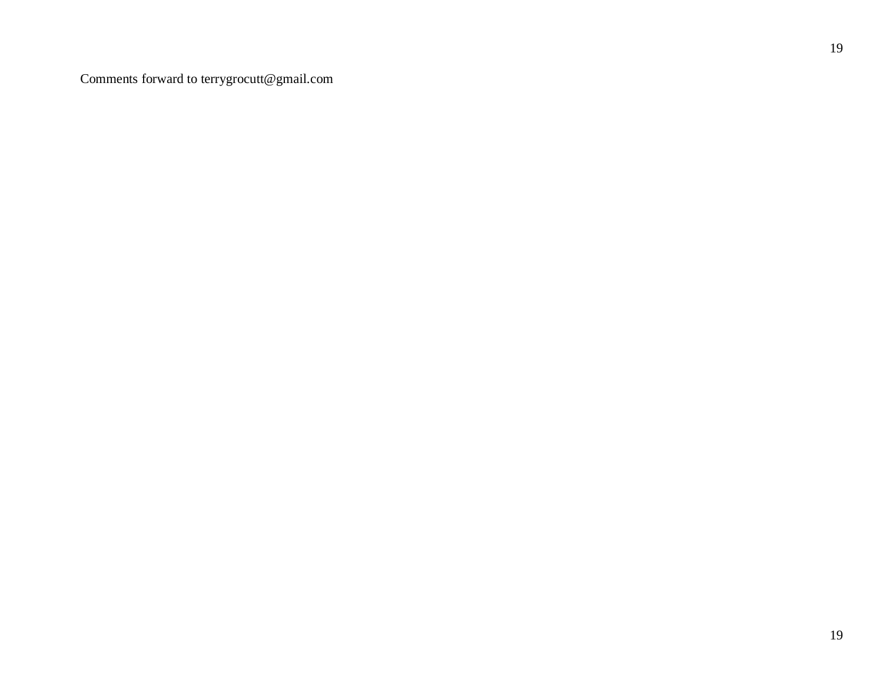Comments forward to terrygrocutt@gmail.com